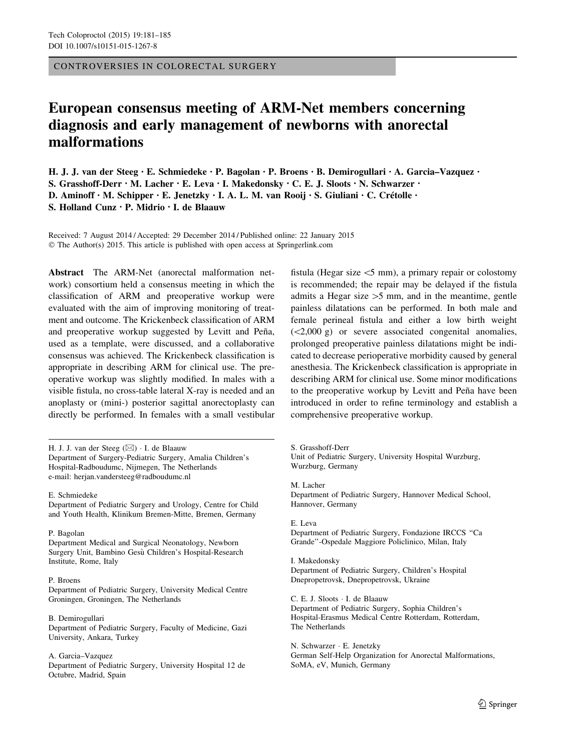CONTROVERSIES IN COLORECTAL SURGERY

# European consensus meeting of ARM-Net members concerning diagnosis and early management of newborns with anorectal malformations

**H. J. J. van der Steeg · E. Schmiedeke · P. Bagolan · P. Broens · B. Demirogullari · A. Garcia–Vazquez · S. Grasshoff-Derr · M. Lacher · E. Leva · I. Makedonsky · C. E. J. Sloots · N. Schwarzer · D. Aminoff · M. Schipper · E. Jenetzky · I. A. L. M. van Rooij · S. Giuliani · C. Crétolle · S. Holland Cunz · P. Midrio · I. de Blaauw**

Received: 7 August 2014 / Accepted: 29 December 2014 / Published online: 22 January 2015
© The Author(s) 2015. This article is published with open access at Springerlink.com

**Abstract** The ARM-Net (anorectal malformation network) consortium held a consensus meeting in which the classification of ARM and preoperative workup were evaluated with the aim of improving monitoring of treatment and outcome. The Krickenbeck classification of ARM and preoperative workup suggested by Levitt and Peña, used as a template, were discussed, and a collaborative consensus was achieved. The Krickenbeck classification is appropriate in describing ARM for clinical use. The preoperative workup was slightly modified. In males with a visible fistula, no cross-table lateral X-ray is needed and an anoplasty or (mini-) posterior sagittal anorectoplasty can directly be performed. In females with a small vestibular fistula (Hegar size <5 mm), a primary repair or colostomy is recommended; the repair may be delayed if the fistula admits a Hegar size >5 mm, and in the meantime, gentle painless dilatations can be performed. In both male and female perineal fistula and either a low birth weight (<2,000 g) or severe associated congenital anomalies, prolonged preoperative painless dilatations might be indicated to decrease perioperative morbidity caused by general anesthesia. The Krickenbeck classification is appropriate in describing ARM for clinical use. Some minor modifications to the preoperative workup by Levitt and Peña have been introduced in order to refine terminology and establish a comprehensive preoperative workup.

H. J. J. van der Steeg (✉) · I. de Blaauw
Department of Surgery-Pediatric Surgery, Amalia Children's Hospital-Radboudumc, Nijmegen, The Netherlands
e-mail: herjan.vandersteeg@radboudumc.nl

E. Schmiedeke
Department of Pediatric Surgery and Urology, Centre for Child and Youth Health, Klinikum Bremen-Mitte, Bremen, Germany

P. Bagolan
Department Medical and Surgical Neonatology, Newborn Surgery Unit, Bambino Gesù Children's Hospital-Research Institute, Rome, Italy

P. Broens
Department of Pediatric Surgery, University Medical Centre Groningen, Groningen, The Netherlands

B. Demirogullari
Department of Pediatric Surgery, Faculty of Medicine, Gazi University, Ankara, Turkey

A. Garcia–Vazquez
Department of Pediatric Surgery, University Hospital 12 de Octubre, Madrid, Spain

S. Grasshoff-Derr
Unit of Pediatric Surgery, University Hospital Wurzburg, Wurzburg, Germany

M. Lacher
Department of Pediatric Surgery, Hannover Medical School, Hannover, Germany

E. Leva
Department of Pediatric Surgery, Fondazione IRCCS "Ca Grande"-Ospedale Maggiore Policlinico, Milan, Italy

I. Makedonsky
Department of Pediatric Surgery, Children's Hospital Dnepropetrovsk, Dnepropetrovsk, Ukraine

C. E. J. Sloots · I. de Blaauw
Department of Pediatric Surgery, Sophia Children's Hospital-Erasmus Medical Centre Rotterdam, Rotterdam, The Netherlands

N. Schwarzer · E. Jenetzky
German Self-Help Organization for Anorectal Malformations, SoMA, eV, Munich, Germany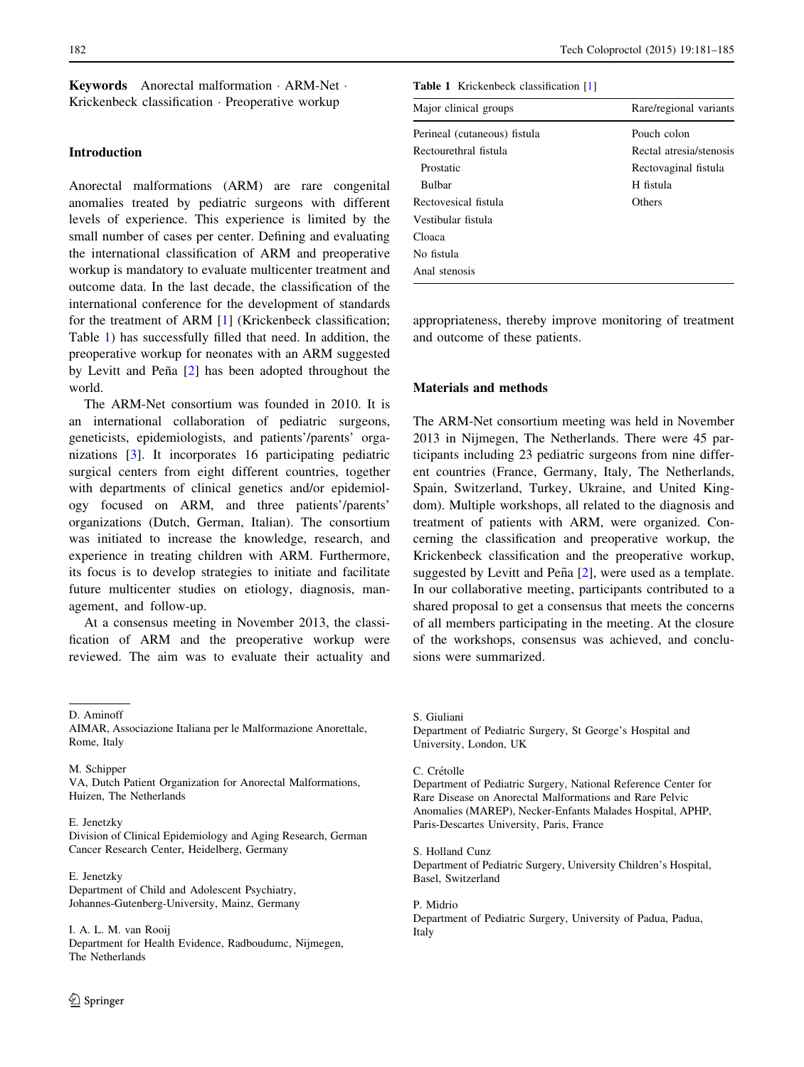**Keywords** Anorectal malformation · ARM-Net · Krickenbeck classification · Preoperative workup

## Introduction

Anorectal malformations (ARM) are rare congenital anomalies treated by pediatric surgeons with different levels of experience. This experience is limited by the small number of cases per center. Defining and evaluating the international classification of ARM and preoperative workup is mandatory to evaluate multicenter treatment and outcome data. In the last decade, the classification of the international conference for the development of standards for the treatment of ARM [1] (Krickenbeck classification; Table 1) has successfully filled that need. In addition, the preoperative workup for neonates with an ARM suggested by Levitt and Peña [2] has been adopted throughout the world.

The ARM-Net consortium was founded in 2010. It is an international collaboration of pediatric surgeons, geneticists, epidemiologists, and patients'/parents' organizations [3]. It incorporates 16 participating pediatric surgical centers from eight different countries, together with departments of clinical genetics and/or epidemiology focused on ARM, and three patients'/parents' organizations (Dutch, German, Italian). The consortium was initiated to increase the knowledge, research, and experience in treating children with ARM. Furthermore, its focus is to develop strategies to initiate and facilitate future multicenter studies on etiology, diagnosis, management, and follow-up.

At a consensus meeting in November 2013, the classification of ARM and the preoperative workup were reviewed. The aim was to evaluate their actuality and appropriateness, thereby improve monitoring of treatment and outcome of these patients.

**Table 1** Krickenbeck classification [1]

| Major clinical groups | Rare/regional variants |
|---|---|
| Perineal (cutaneous) fistula | Pouch colon |
| Rectourethral fistula | Rectal atresia/stenosis |
| Prostatic | Rectovaginal fistula |
| Bulbar | H fistula |
| Rectovesical fistula | Others |
| Vestibular fistula | |
| Cloaca | |
| No fistula | |
| Anal stenosis | |

## Materials and methods

The ARM-Net consortium meeting was held in November 2013 in Nijmegen, The Netherlands. There were 45 participants including 23 pediatric surgeons from nine different countries (France, Germany, Italy, The Netherlands, Spain, Switzerland, Turkey, Ukraine, and United Kingdom). Multiple workshops, all related to the diagnosis and treatment of patients with ARM, were organized. Concerning the classification and preoperative workup, the Krickenbeck classification and the preoperative workup, suggested by Levitt and Peña [2], were used as a template. In our collaborative meeting, participants contributed to a shared proposal to get a consensus that meets the concerns of all members participating in the meeting. At the closure of the workshops, consensus was achieved, and conclusions were summarized.

---

D. Aminoff
AIMAR, Associazione Italiana per le Malformazione Anorettale, Rome, Italy

M. Schipper
VA, Dutch Patient Organization for Anorectal Malformations, Huizen, The Netherlands

E. Jenetzky
Division of Clinical Epidemiology and Aging Research, German Cancer Research Center, Heidelberg, Germany

E. Jenetzky
Department of Child and Adolescent Psychiatry, Johannes-Gutenberg-University, Mainz, Germany

I. A. L. M. van Rooij
Department for Health Evidence, Radboudumc, Nijmegen, The Netherlands

S. Giuliani
Department of Pediatric Surgery, St George's Hospital and University, London, UK

C. Crétolle
Department of Pediatric Surgery, National Reference Center for Rare Disease on Anorectal Malformations and Rare Pelvic Anomalies (MAREP), Necker-Enfants Malades Hospital, APHP, Paris-Descartes University, Paris, France

S. Holland Cunz
Department of Pediatric Surgery, University Children's Hospital, Basel, Switzerland

P. Midrio
Department of Pediatric Surgery, University of Padua, Padua, Italy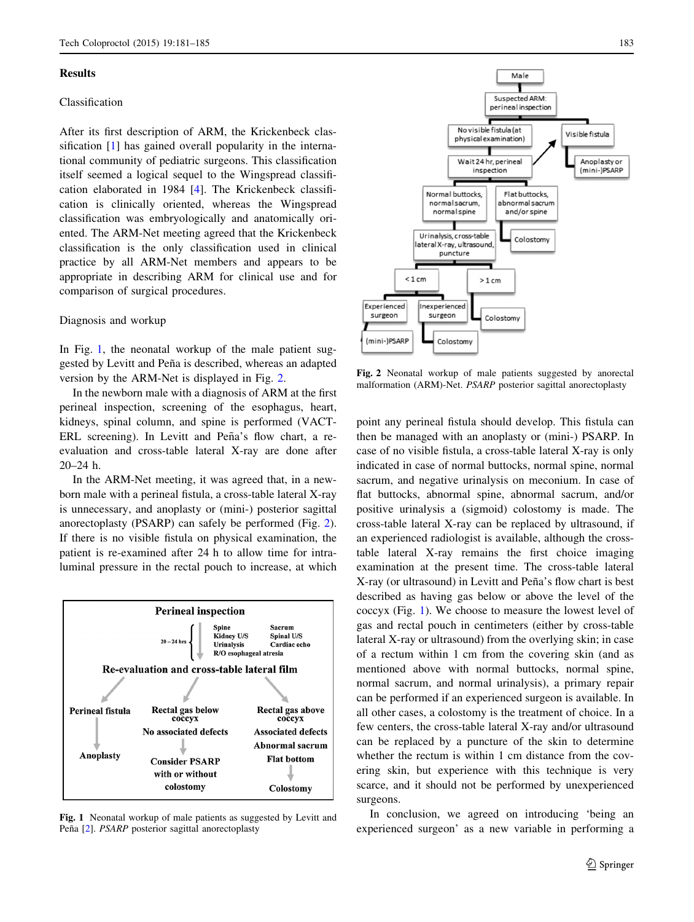## Results

### Classification

After its first description of ARM, the Krickenbeck classification [1] has gained overall popularity in the international community of pediatric surgeons. This classification itself seemed a logical sequel to the Wingspread classification elaborated in 1984 [4]. The Krickenbeck classification is clinically oriented, whereas the Wingspread classification was embryologically and anatomically oriented. The ARM-Net meeting agreed that the Krickenbeck classification is the only classification used in clinical practice by all ARM-Net members and appears to be appropriate in describing ARM for clinical use and for comparison of surgical procedures.

### Diagnosis and workup

In Fig. 1, the neonatal workup of the male patient suggested by Levitt and Peña is described, whereas an adapted version by the ARM-Net is displayed in Fig. 2.

In the newborn male with a diagnosis of ARM at the first perineal inspection, screening of the esophagus, heart, kidneys, spinal column, and spine is performed (VACTERL screening). In Levitt and Peña's flow chart, a re-evaluation and cross-table lateral X-ray are done after 20–24 h.

In the ARM-Net meeting, it was agreed that, in a newborn male with a perineal fistula, a cross-table lateral X-ray is unnecessary, and anoplasty or (mini-) posterior sagittal anorectoplasty (PSARP) can safely be performed (Fig. 2). If there is no visible fistula on physical examination, the patient is re-examined after 24 h to allow time for intraluminal pressure in the rectal pouch to increase, at which point any perineal fistula should develop. This fistula can then be managed with an anoplasty or (mini-) PSARP. In case of no visible fistula, a cross-table lateral X-ray is only indicated in case of normal buttocks, normal spine, normal sacrum, and negative urinalysis on meconium. In case of flat buttocks, abnormal spine, abnormal sacrum, and/or positive urinalysis a (sigmoid) colostomy is made. The cross-table lateral X-ray can be replaced by ultrasound, if an experienced radiologist is available, although the cross-table lateral X-ray remains the first choice imaging examination at the present time. The cross-table lateral X-ray (or ultrasound) in Levitt and Peña's flow chart is best described as having gas below or above the level of the coccyx (Fig. 1). We choose to measure the lowest level of gas and rectal pouch in centimeters (either by cross-table lateral X-ray or ultrasound) from the overlying skin; in case of a rectum within 1 cm from the covering skin (and as mentioned above with normal buttocks, normal spine, normal sacrum, and normal urinalysis), a primary repair can be performed if an experienced surgeon is available. In all other cases, a colostomy is the treatment of choice. In a few centers, the cross-table lateral X-ray and/or ultrasound can be replaced by a puncture of the skin to determine whether the rectum is within 1 cm distance from the covering skin, but experience with this technique is very scarce, and it should not be performed by unexperienced surgeons.

In conclusion, we agreed on introducing 'being an experienced surgeon' as a new variable in performing a

Fig. 1 Neonatal workup of male patients as suggested by Levitt and Peña [2]. *PSARP* posterior sagittal anorectoplasty

Fig. 2 Neonatal workup of male patients suggested by anorectal malformation (ARM)-Net. *PSARP* posterior sagittal anorectoplasty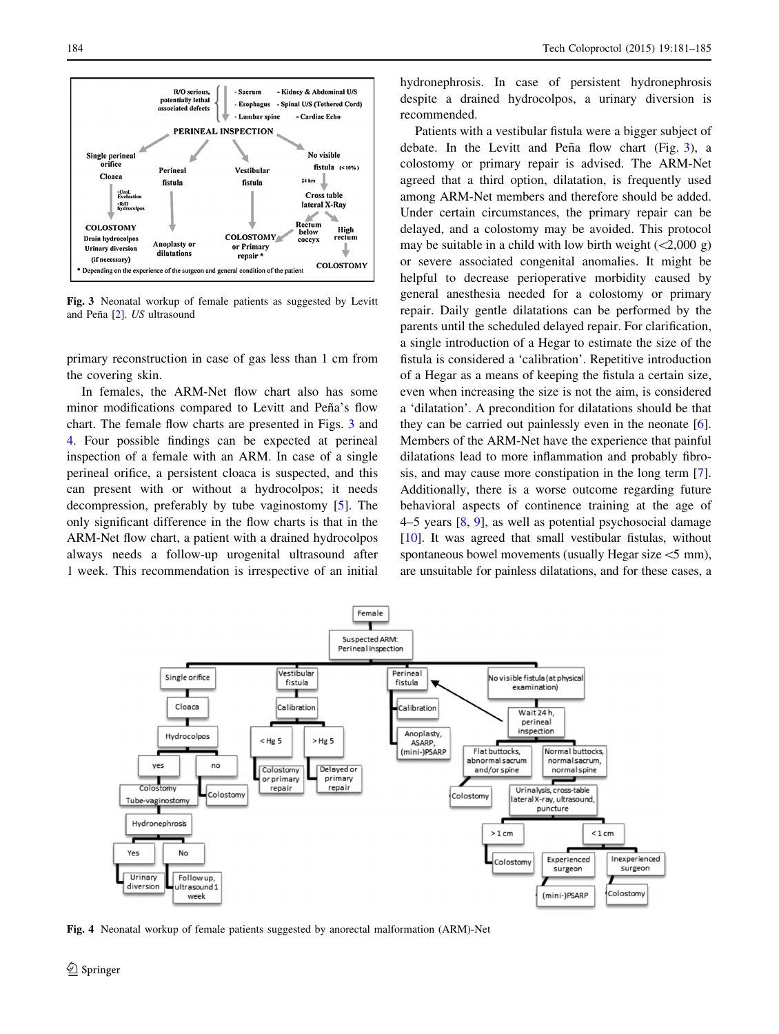Fig. 3 Neonatal workup of female patients as suggested by Levitt and Peña [2]. *US* ultrasound

primary reconstruction in case of gas less than 1 cm from the covering skin.

In females, the ARM-Net flow chart also has some minor modifications compared to Levitt and Peña's flow chart. The female flow charts are presented in Figs. 3 and 4. Four possible findings can be expected at perineal inspection of a female with an ARM. In case of a single perineal orifice, a persistent cloaca is suspected, and this can present with or without a hydrocolpos; it needs decompression, preferably by tube vaginostomy [5]. The only significant difference in the flow charts is that in the ARM-Net flow chart, a patient with a drained hydrocolpos always needs a follow-up urogenital ultrasound after 1 week. This recommendation is irrespective of an initial hydronephrosis. In case of persistent hydronephrosis despite a drained hydrocolpos, a urinary diversion is recommended.

Patients with a vestibular fistula were a bigger subject of debate. In the Levitt and Peña flow chart (Fig. 3), a colostomy or primary repair is advised. The ARM-Net agreed that a third option, dilatation, is frequently used among ARM-Net members and therefore should be added. Under certain circumstances, the primary repair can be delayed, and a colostomy may be avoided. This protocol may be suitable in a child with low birth weight (<2,000 g) or severe associated congenital anomalies. It might be helpful to decrease perioperative morbidity caused by general anesthesia needed for a colostomy or primary repair. Daily gentle dilatations can be performed by the parents until the scheduled delayed repair. For clarification, a single introduction of a Hegar to estimate the size of the fistula is considered a 'calibration'. Repetitive introduction of a Hegar as a means of keeping the fistula a certain size, even when increasing the size is not the aim, is considered a 'dilatation'. A precondition for dilatations should be that they can be carried out painlessly even in the neonate [6]. Members of the ARM-Net have the experience that painful dilatations lead to more inflammation and probably fibrosis, and may cause more constipation in the long term [7]. Additionally, there is a worse outcome regarding future behavioral aspects of continence training at the age of 4–5 years [8, 9], as well as potential psychosocial damage [10]. It was agreed that small vestibular fistulas, without spontaneous bowel movements (usually Hegar size <5 mm), are unsuitable for painless dilatations, and for these cases, a

Fig. 4 Neonatal workup of female patients suggested by anorectal malformation (ARM)-Net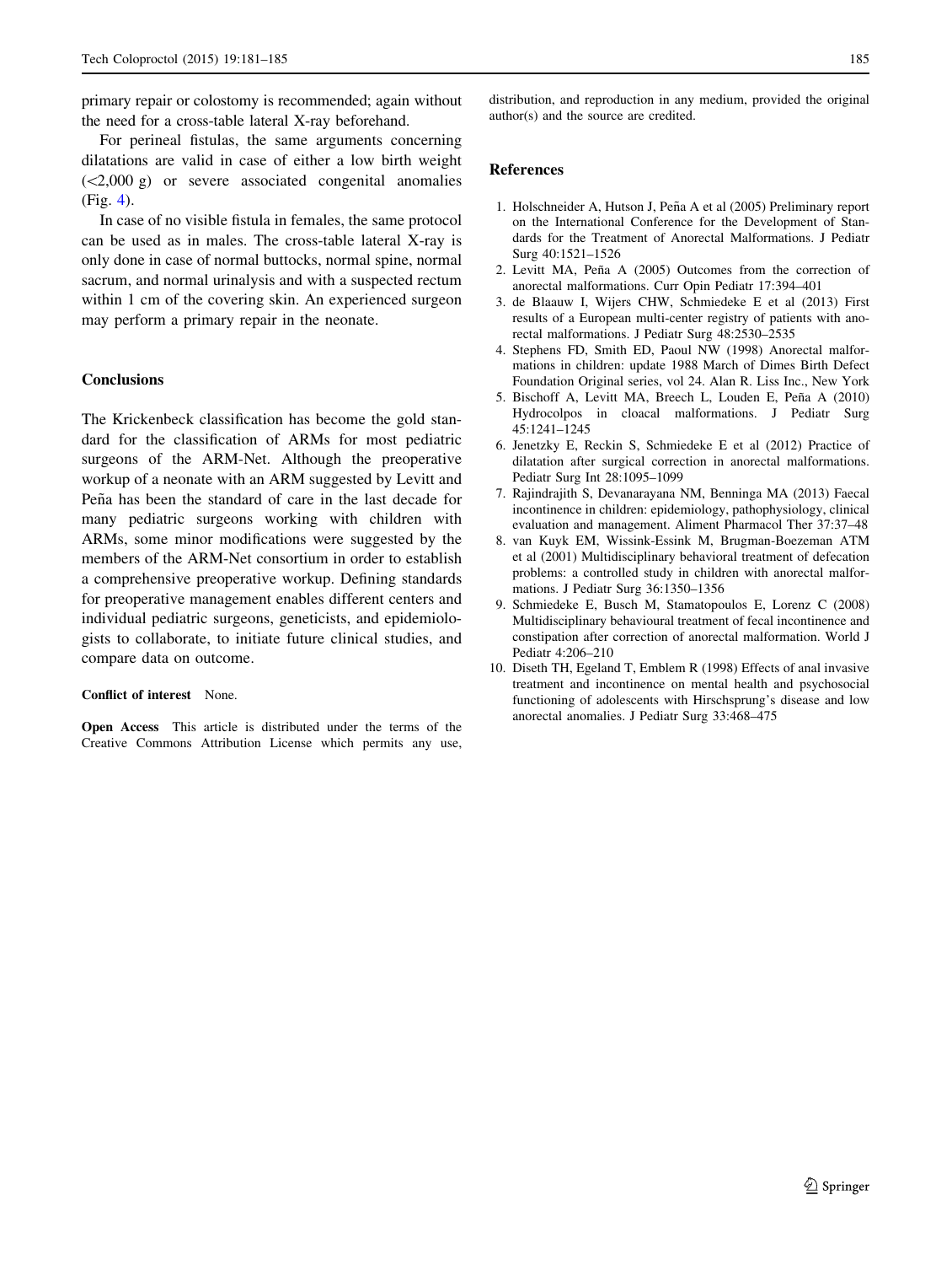primary repair or colostomy is recommended; again without the need for a cross-table lateral X-ray beforehand.

For perineal fistulas, the same arguments concerning dilatations are valid in case of either a low birth weight (<2,000 g) or severe associated congenital anomalies (Fig. 4).

In case of no visible fistula in females, the same protocol can be used as in males. The cross-table lateral X-ray is only done in case of normal buttocks, normal spine, normal sacrum, and normal urinalysis and with a suspected rectum within 1 cm of the covering skin. An experienced surgeon may perform a primary repair in the neonate.

## Conclusions

The Krickenbeck classification has become the gold standard for the classification of ARMs for most pediatric surgeons of the ARM-Net. Although the preoperative workup of a neonate with an ARM suggested by Levitt and Peña has been the standard of care in the last decade for many pediatric surgeons working with children with ARMs, some minor modifications were suggested by the members of the ARM-Net consortium in order to establish a comprehensive preoperative workup. Defining standards for preoperative management enables different centers and individual pediatric surgeons, geneticists, and epidemiologists to collaborate, to initiate future clinical studies, and compare data on outcome.

**Conflict of interest** None.

**Open Access** This article is distributed under the terms of the Creative Commons Attribution License which permits any use, distribution, and reproduction in any medium, provided the original author(s) and the source are credited.

## References

1. Holschneider A, Hutson J, Peña A et al (2005) Preliminary report on the International Conference for the Development of Standards for the Treatment of Anorectal Malformations. J Pediatr Surg 40:1521–1526
2. Levitt MA, Peña A (2005) Outcomes from the correction of anorectal malformations. Curr Opin Pediatr 17:394–401
3. de Blaauw I, Wijers CHW, Schmiedeke E et al (2013) First results of a European multi-center registry of patients with anorectal malformations. J Pediatr Surg 48:2530–2535
4. Stephens FD, Smith ED, Paoul NW (1998) Anorectal malformations in children: update 1988 March of Dimes Birth Defect Foundation Original series, vol 24. Alan R. Liss Inc., New York
5. Bischoff A, Levitt MA, Breech L, Louden E, Peña A (2010) Hydrocolpos in cloacal malformations. J Pediatr Surg 45:1241–1245
6. Jenetzky E, Reckin S, Schmiedeke E et al (2012) Practice of dilatation after surgical correction in anorectal malformations. Pediatr Surg Int 28:1095–1099
7. Rajindrajith S, Devanarayana NM, Benninga MA (2013) Faecal incontinence in children: epidemiology, pathophysiology, clinical evaluation and management. Aliment Pharmacol Ther 37:37–48
8. van Kuyk EM, Wissink-Essink M, Brugman-Boezeman ATM et al (2001) Multidisciplinary behavioral treatment of defecation problems: a controlled study in children with anorectal malformations. J Pediatr Surg 36:1350–1356
9. Schmiedeke E, Busch M, Stamatopoulos E, Lorenz C (2008) Multidisciplinary behavioural treatment of fecal incontinence and constipation after correction of anorectal malformation. World J Pediatr 4:206–210
10. Diseth TH, Egeland T, Emblem R (1998) Effects of anal invasive treatment and incontinence on mental health and psychosocial functioning of adolescents with Hirschsprung's disease and low anorectal anomalies. J Pediatr Surg 33:468–475